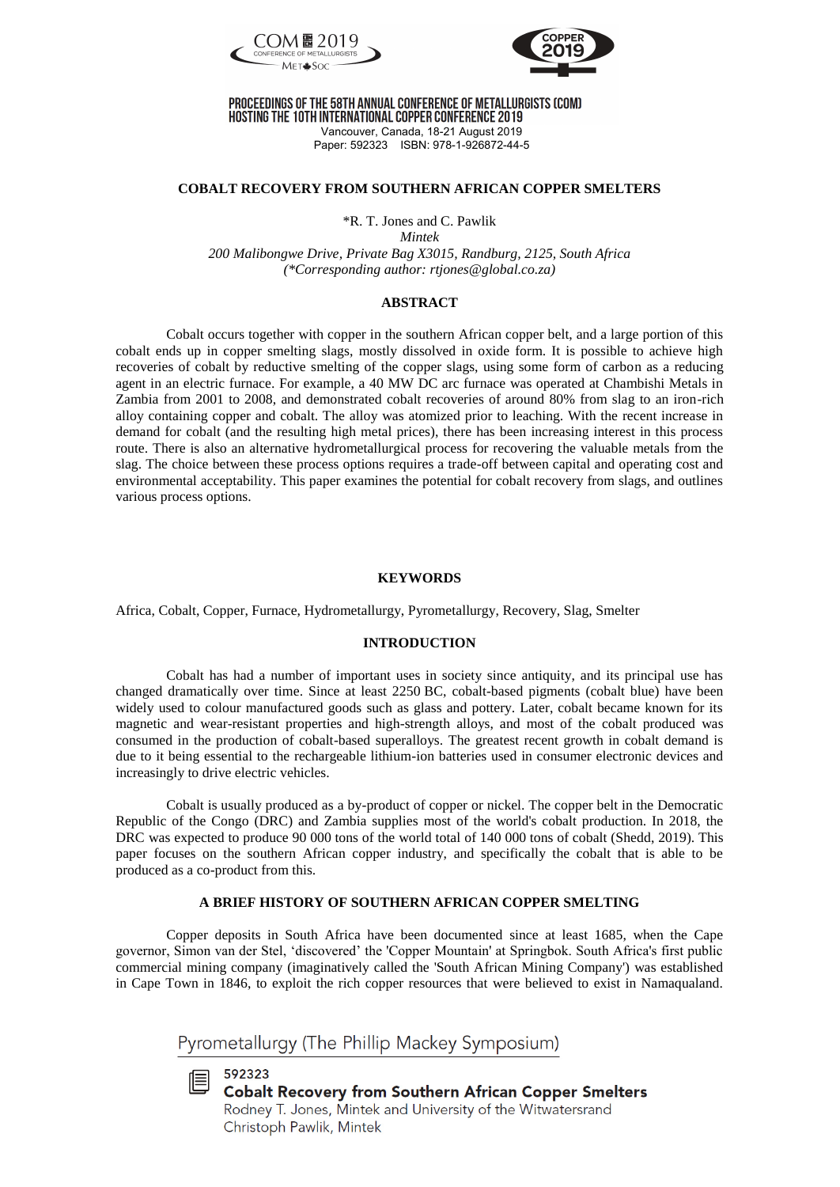PROCEEDINGS OF THE 58TH ANNUAL CONFERENCE OF METALLURGISTS (COM) HOSTING THE 10TH INTERNATIONAL COPPER CONFERENCE 2019

Vancouver, Canada, 18-21 August 2019

Paper: 592323 ISBN: 978-1-926872-44-5

# COBALT RECOVERY FROM SOUTHERN AFRICAN COPPER SMELTERS

*R. T. Jones and C. Pawlik

*Mintek*

*200 Malibongwe Drive, Private Bag X3015, Randburg, 2125, South Africa*

*(*Corresponding author: rtjones@global.co.za)*

## ABSTRACT

Cobalt occurs together with copper in the southern African copper belt, and a large portion of this cobalt ends up in copper smelting slags, mostly dissolved in oxide form. It is possible to achieve high recoveries of cobalt by reductive smelting of the copper slags, using some form of carbon as a reducing agent in an electric furnace. For example, a 40 MW DC arc furnace was operated at Chambishi Metals in Zambia from 2001 to 2008, and demonstrated cobalt recoveries of around 80% from slag to an iron-rich alloy containing copper and cobalt. The alloy was atomized prior to leaching. With the recent increase in demand for cobalt (and the resulting high metal prices), there has been increasing interest in this process route. There is also an alternative hydrometallurgical process for recovering the valuable metals from the slag. The choice between these process options requires a trade-off between capital and operating cost and environmental acceptability. This paper examines the potential for cobalt recovery from slags, and outlines various process options.

## KEYWORDS

Africa, Cobalt, Copper, Furnace, Hydrometallurgy, Pyrometallurgy, Recovery, Slag, Smelter

## INTRODUCTION

Cobalt has had a number of important uses in society since antiquity, and its principal use has changed dramatically over time. Since at least 2250 BC, cobalt-based pigments (cobalt blue) have been widely used to colour manufactured goods such as glass and pottery. Later, cobalt became known for its magnetic and wear-resistant properties and high-strength alloys, and most of the cobalt produced was consumed in the production of cobalt-based superalloys. The greatest recent growth in cobalt demand is due to it being essential to the rechargeable lithium-ion batteries used in consumer electronic devices and increasingly to drive electric vehicles.

Cobalt is usually produced as a by-product of copper or nickel. The copper belt in the Democratic Republic of the Congo (DRC) and Zambia supplies most of the world's cobalt production. In 2018, the DRC was expected to produce 90 000 tons of the world total of 140 000 tons of cobalt (Shedd, 2019). This paper focuses on the southern African copper industry, and specifically the cobalt that is able to be produced as a co-product from this.

## A BRIEF HISTORY OF SOUTHERN AFRICAN COPPER SMELTING

Copper deposits in South Africa have been documented since at least 1685, when the Cape governor, Simon van der Stel, 'discovered' the 'Copper Mountain' at Springbok. South Africa's first public commercial mining company (imaginatively called the 'South African Mining Company') was established in Cape Town in 1846, to exploit the rich copper resources that were believed to exist in Namaqualand.

Pyrometallurgy (The Phillip Mackey Symposium)

592323

**Cobalt Recovery from Southern African Copper Smelters**

Rodney T. Jones, Mintek and University of the Witwatersrand

Christoph Pawlik, Mintek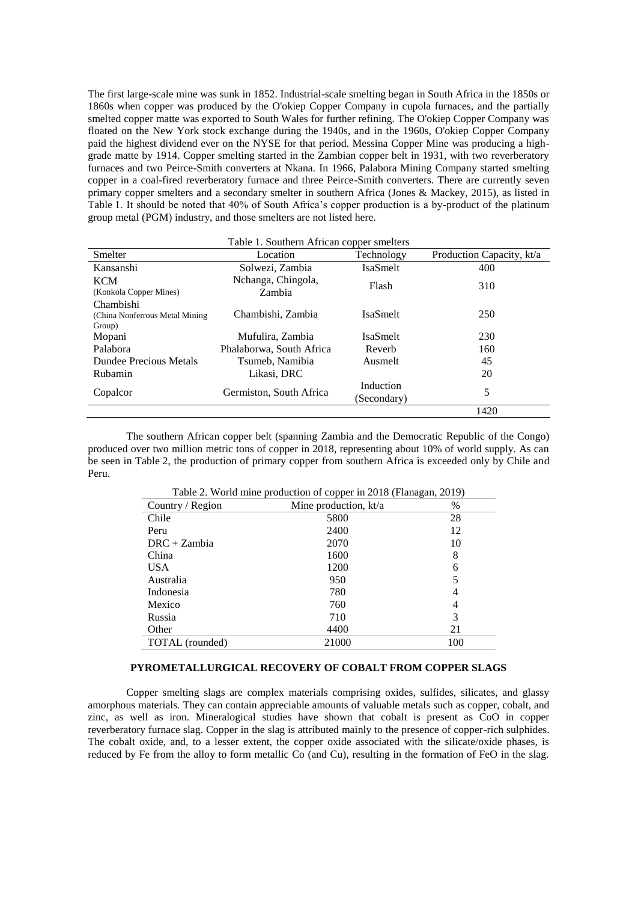The first large-scale mine was sunk in 1852. Industrial-scale smelting began in South Africa in the 1850s or 1860s when copper was produced by the O'okiep Copper Company in cupola furnaces, and the partially smelted copper matte was exported to South Wales for further refining. The O'okiep Copper Company was floated on the New York stock exchange during the 1940s, and in the 1960s, O'okiep Copper Company paid the highest dividend ever on the NYSE for that period. Messina Copper Mine was producing a high-grade matte by 1914. Copper smelting started in the Zambian copper belt in 1931, with two reverberatory furnaces and two Peirce-Smith converters at Nkana. In 1966, Palabora Mining Company started smelting copper in a coal-fired reverberatory furnace and three Peirce-Smith converters. There are currently seven primary copper smelters and a secondary smelter in southern Africa (Jones & Mackey, 2015), as listed in Table 1. It should be noted that 40% of South Africa's copper production is a by-product of the platinum group metal (PGM) industry, and those smelters are not listed here.

Table 1. Southern African copper smelters

| Smelter | Location | Technology | Production Capacity, kt/a |
|---|---|---|---|
| Kansanshi | Solwezi, Zambia | IsaSmelt | 400 |
| KCM (Konkola Copper Mines) | Nchanga, Chingola, Zambia | Flash | 310 |
| Chambishi (China Nonferrous Metal Mining Group) | Chambishi, Zambia | IsaSmelt | 250 |
| Mopani | Mufulira, Zambia | IsaSmelt | 230 |
| Palabora | Phalaborwa, South Africa | Reverb | 160 |
| Dundee Precious Metals | Tsumeb, Namibia | Ausmelt | 45 |
| Rubamin | Likasi, DRC | | 20 |
| Copalcor | Germiston, South Africa | Induction (Secondary) | 5 |
| | | | 1420 |

The southern African copper belt (spanning Zambia and the Democratic Republic of the Congo) produced over two million metric tons of copper in 2018, representing about 10% of world supply. As can be seen in Table 2, the production of primary copper from southern Africa is exceeded only by Chile and Peru.

Table 2. World mine production of copper in 2018 (Flanagan, 2019)

| Country / Region | Mine production, kt/a | % |
|---|---|---|
| Chile | 5800 | 28 |
| Peru | 2400 | 12 |
| DRC + Zambia | 2070 | 10 |
| China | 1600 | 8 |
| USA | 1200 | 6 |
| Australia | 950 | 5 |
| Indonesia | 780 | 4 |
| Mexico | 760 | 4 |
| Russia | 710 | 3 |
| Other | 4400 | 21 |
| TOTAL (rounded) | 21000 | 100 |

## PYROMETALLURGICAL RECOVERY OF COBALT FROM COPPER SLAGS

Copper smelting slags are complex materials comprising oxides, sulfides, silicates, and glassy amorphous materials. They can contain appreciable amounts of valuable metals such as copper, cobalt, and zinc, as well as iron. Mineralogical studies have shown that cobalt is present as CoO in copper reverberatory furnace slag. Copper in the slag is attributed mainly to the presence of copper-rich sulphides. The cobalt oxide, and, to a lesser extent, the copper oxide associated with the silicate/oxide phases, is reduced by Fe from the alloy to form metallic Co (and Cu), resulting in the formation of FeO in the slag.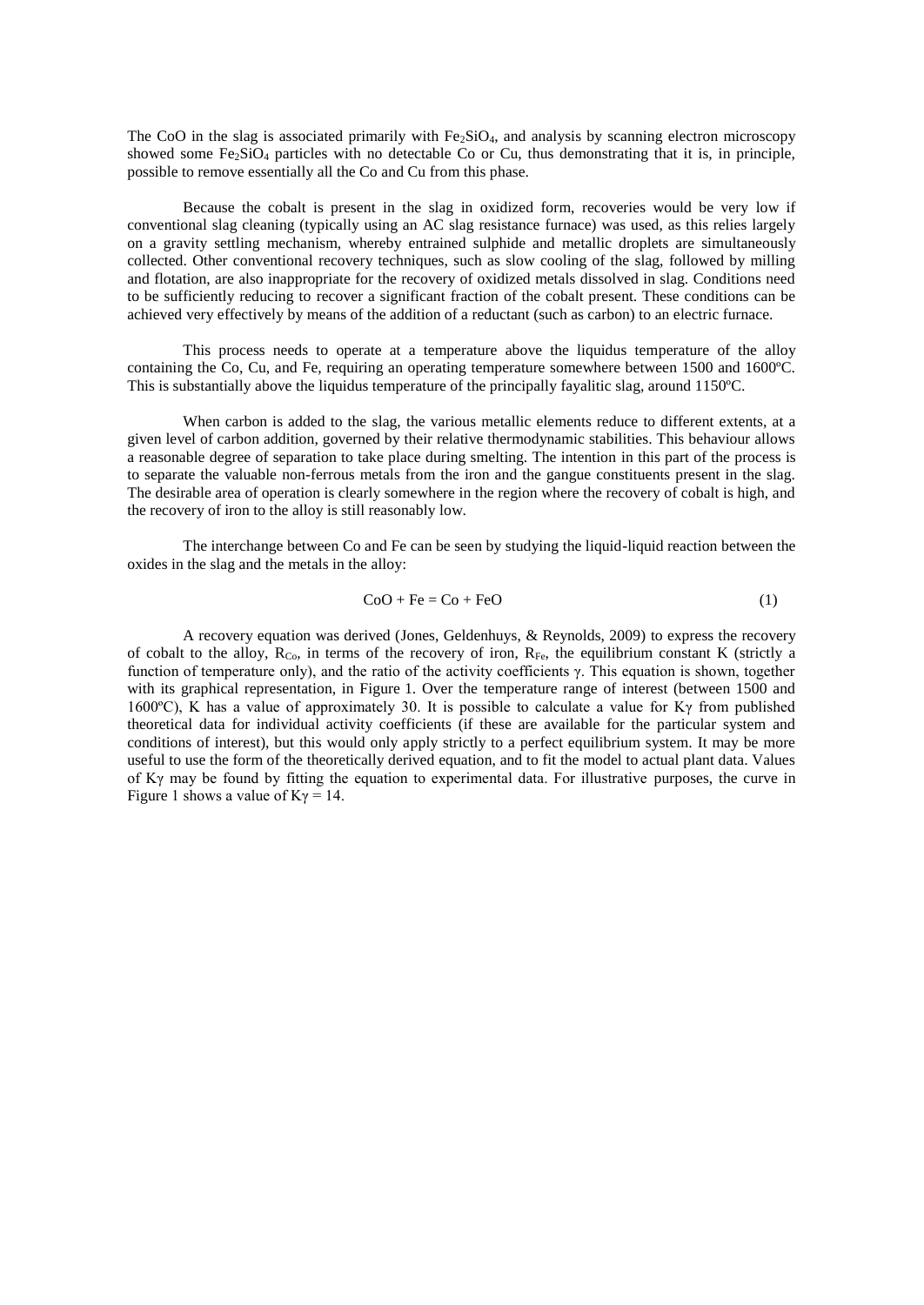The CoO in the slag is associated primarily with $Fe_2SiO_4$, and analysis by scanning electron microscopy showed some $Fe_2SiO_4$ particles with no detectable Co or Cu, thus demonstrating that it is, in principle, possible to remove essentially all the Co and Cu from this phase.

Because the cobalt is present in the slag in oxidized form, recoveries would be very low if conventional slag cleaning (typically using an AC slag resistance furnace) was used, as this relies largely on a gravity settling mechanism, whereby entrained sulphide and metallic droplets are simultaneously collected. Other conventional recovery techniques, such as slow cooling of the slag, followed by milling and flotation, are also inappropriate for the recovery of oxidized metals dissolved in slag. Conditions need to be sufficiently reducing to recover a significant fraction of the cobalt present. These conditions can be achieved very effectively by means of the addition of a reductant (such as carbon) to an electric furnace.

This process needs to operate at a temperature above the liquidus temperature of the alloy containing the Co, Cu, and Fe, requiring an operating temperature somewhere between 1500 and 1600ºC. This is substantially above the liquidus temperature of the principally fayalitic slag, around 1150ºC.

When carbon is added to the slag, the various metallic elements reduce to different extents, at a given level of carbon addition, governed by their relative thermodynamic stabilities. This behaviour allows a reasonable degree of separation to take place during smelting. The intention in this part of the process is to separate the valuable non-ferrous metals from the iron and the gangue constituents present in the slag. The desirable area of operation is clearly somewhere in the region where the recovery of cobalt is high, and the recovery of iron to the alloy is still reasonably low.

The interchange between Co and Fe can be seen by studying the liquid-liquid reaction between the oxides in the slag and the metals in the alloy:

$$CoO + Fe = Co + FeO \qquad (1)$$

A recovery equation was derived (Jones, Geldenhuys, & Reynolds, 2009) to express the recovery of cobalt to the alloy, $R_{Co}$, in terms of the recovery of iron, $R_{Fe}$, the equilibrium constant K (strictly a function of temperature only), and the ratio of the activity coefficients $\gamma$. This equation is shown, together with its graphical representation, in Figure 1. Over the temperature range of interest (between 1500 and 1600ºC), K has a value of approximately 30. It is possible to calculate a value for $K\gamma$ from published theoretical data for individual activity coefficients (if these are available for the particular system and conditions of interest), but this would only apply strictly to a perfect equilibrium system. It may be more useful to use the form of the theoretically derived equation, and to fit the model to actual plant data. Values of $K\gamma$ may be found by fitting the equation to experimental data. For illustrative purposes, the curve in Figure 1 shows a value of $K\gamma = 14$.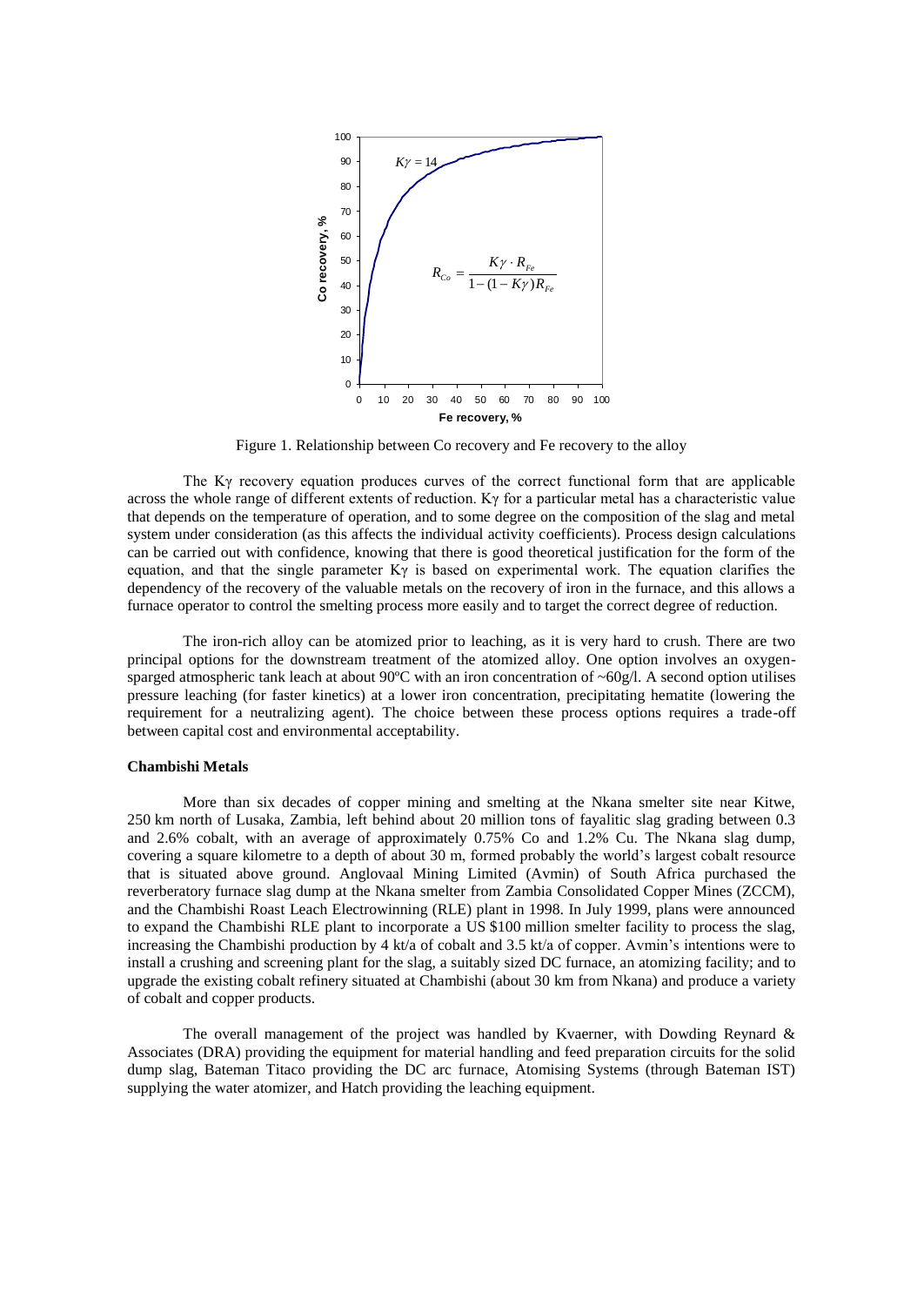Figure 1. Relationship between Co recovery and Fe recovery to the alloy

The Kγ recovery equation produces curves of the correct functional form that are applicable across the whole range of different extents of reduction. Kγ for a particular metal has a characteristic value that depends on the temperature of operation, and to some degree on the composition of the slag and metal system under consideration (as this affects the individual activity coefficients). Process design calculations can be carried out with confidence, knowing that there is good theoretical justification for the form of the equation, and that the single parameter Kγ is based on experimental work. The equation clarifies the dependency of the recovery of the valuable metals on the recovery of iron in the furnace, and this allows a furnace operator to control the smelting process more easily and to target the correct degree of reduction.

The iron-rich alloy can be atomized prior to leaching, as it is very hard to crush. There are two principal options for the downstream treatment of the atomized alloy. One option involves an oxygen-sparged atmospheric tank leach at about 90ºC with an iron concentration of ~60g/l. A second option utilises pressure leaching (for faster kinetics) at a lower iron concentration, precipitating hematite (lowering the requirement for a neutralizing agent). The choice between these process options requires a trade-off between capital cost and environmental acceptability.

### Chambishi Metals

More than six decades of copper mining and smelting at the Nkana smelter site near Kitwe, 250 km north of Lusaka, Zambia, left behind about 20 million tons of fayalitic slag grading between 0.3 and 2.6% cobalt, with an average of approximately 0.75% Co and 1.2% Cu. The Nkana slag dump, covering a square kilometre to a depth of about 30 m, formed probably the world's largest cobalt resource that is situated above ground. Anglovaal Mining Limited (Avmin) of South Africa purchased the reverberatory furnace slag dump at the Nkana smelter from Zambia Consolidated Copper Mines (ZCCM), and the Chambishi Roast Leach Electrowinning (RLE) plant in 1998. In July 1999, plans were announced to expand the Chambishi RLE plant to incorporate a US $100 million smelter facility to process the slag, increasing the Chambishi production by 4 kt/a of cobalt and 3.5 kt/a of copper. Avmin's intentions were to install a crushing and screening plant for the slag, a suitably sized DC furnace, an atomizing facility; and to upgrade the existing cobalt refinery situated at Chambishi (about 30 km from Nkana) and produce a variety of cobalt and copper products.

The overall management of the project was handled by Kvaerner, with Dowding Reynard & Associates (DRA) providing the equipment for material handling and feed preparation circuits for the solid dump slag, Bateman Titaco providing the DC arc furnace, Atomising Systems (through Bateman IST) supplying the water atomizer, and Hatch providing the leaching equipment.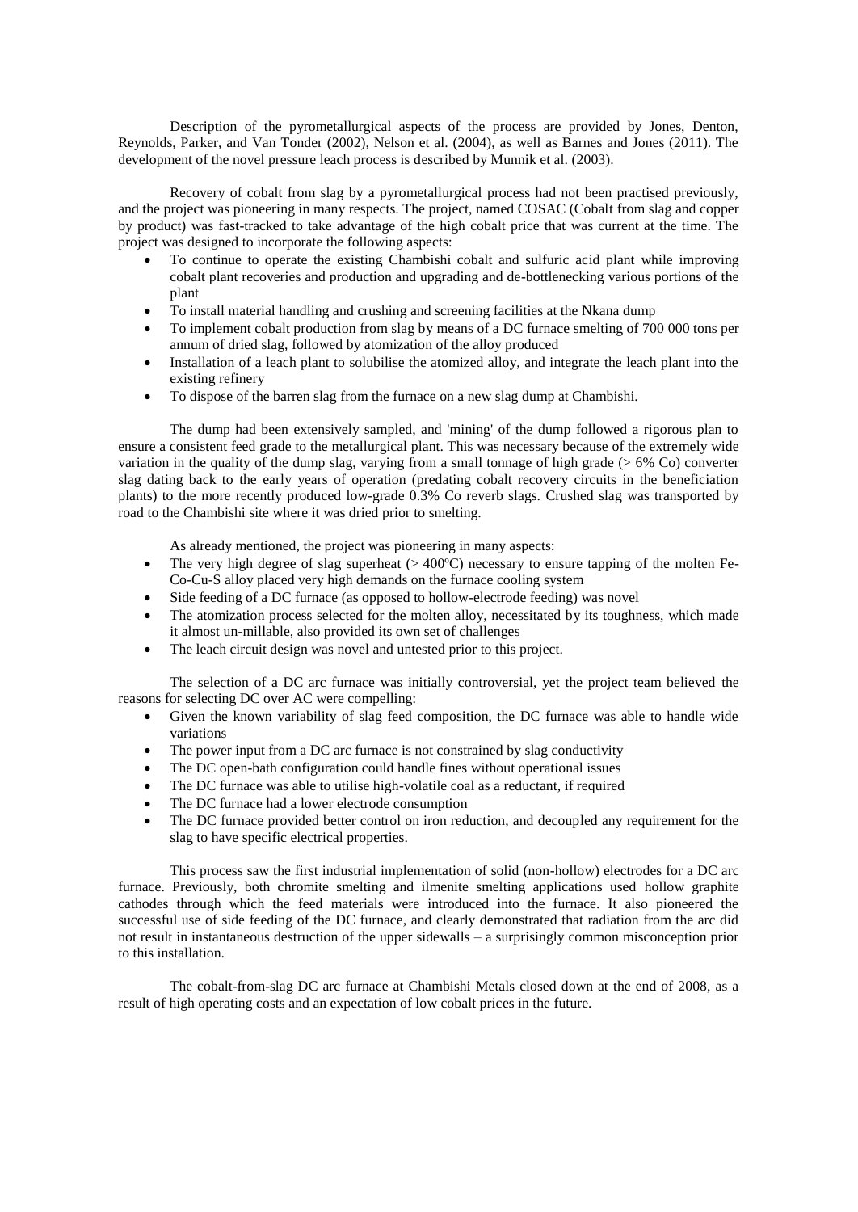Description of the pyrometallurgical aspects of the process are provided by Jones, Denton, Reynolds, Parker, and Van Tonder (2002), Nelson et al. (2004), as well as Barnes and Jones (2011). The development of the novel pressure leach process is described by Munnik et al. (2003).

Recovery of cobalt from slag by a pyrometallurgical process had not been practised previously, and the project was pioneering in many respects. The project, named COSAC (Cobalt from slag and copper by product) was fast-tracked to take advantage of the high cobalt price that was current at the time. The project was designed to incorporate the following aspects:

- To continue to operate the existing Chambishi cobalt and sulfuric acid plant while improving cobalt plant recoveries and production and upgrading and de-bottlenecking various portions of the plant
- To install material handling and crushing and screening facilities at the Nkana dump
- To implement cobalt production from slag by means of a DC furnace smelting of 700 000 tons per annum of dried slag, followed by atomization of the alloy produced
- Installation of a leach plant to solubilise the atomized alloy, and integrate the leach plant into the existing refinery
- To dispose of the barren slag from the furnace on a new slag dump at Chambishi.

The dump had been extensively sampled, and 'mining' of the dump followed a rigorous plan to ensure a consistent feed grade to the metallurgical plant. This was necessary because of the extremely wide variation in the quality of the dump slag, varying from a small tonnage of high grade (> 6% Co) converter slag dating back to the early years of operation (predating cobalt recovery circuits in the beneficiation plants) to the more recently produced low-grade 0.3% Co reverb slags. Crushed slag was transported by road to the Chambishi site where it was dried prior to smelting.

As already mentioned, the project was pioneering in many aspects:

- The very high degree of slag superheat (> 400ºC) necessary to ensure tapping of the molten Fe-Co-Cu-S alloy placed very high demands on the furnace cooling system
- Side feeding of a DC furnace (as opposed to hollow-electrode feeding) was novel
- The atomization process selected for the molten alloy, necessitated by its toughness, which made it almost un-millable, also provided its own set of challenges
- The leach circuit design was novel and untested prior to this project.

The selection of a DC arc furnace was initially controversial, yet the project team believed the reasons for selecting DC over AC were compelling:

- Given the known variability of slag feed composition, the DC furnace was able to handle wide variations
- The power input from a DC arc furnace is not constrained by slag conductivity
- The DC open-bath configuration could handle fines without operational issues
- The DC furnace was able to utilise high-volatile coal as a reductant, if required
- The DC furnace had a lower electrode consumption
- The DC furnace provided better control on iron reduction, and decoupled any requirement for the slag to have specific electrical properties.

This process saw the first industrial implementation of solid (non-hollow) electrodes for a DC arc furnace. Previously, both chromite smelting and ilmenite smelting applications used hollow graphite cathodes through which the feed materials were introduced into the furnace. It also pioneered the successful use of side feeding of the DC furnace, and clearly demonstrated that radiation from the arc did not result in instantaneous destruction of the upper sidewalls – a surprisingly common misconception prior to this installation.

The cobalt-from-slag DC arc furnace at Chambishi Metals closed down at the end of 2008, as a result of high operating costs and an expectation of low cobalt prices in the future.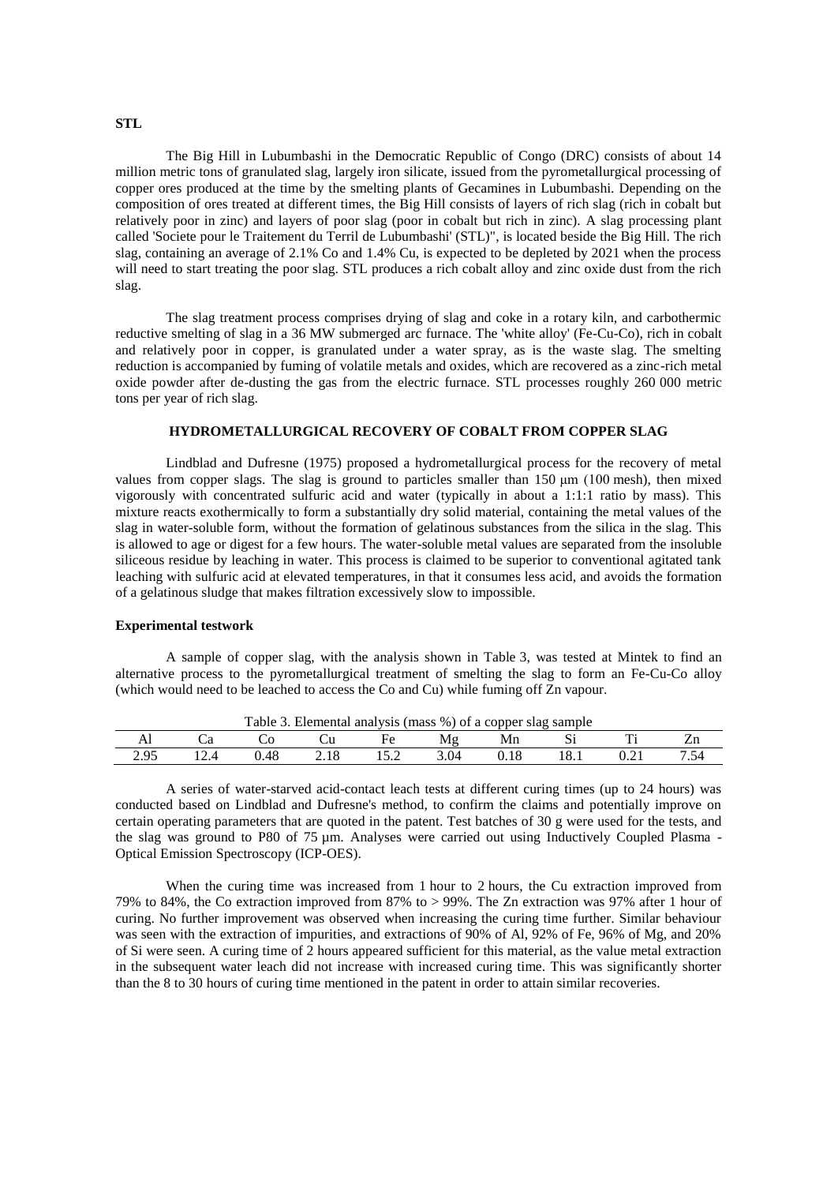**STL**

The Big Hill in Lubumbashi in the Democratic Republic of Congo (DRC) consists of about 14 million metric tons of granulated slag, largely iron silicate, issued from the pyrometallurgical processing of copper ores produced at the time by the smelting plants of Gecamines in Lubumbashi. Depending on the composition of ores treated at different times, the Big Hill consists of layers of rich slag (rich in cobalt but relatively poor in zinc) and layers of poor slag (poor in cobalt but rich in zinc). A slag processing plant called 'Societe pour le Traitement du Terril de Lubumbashi' (STL)", is located beside the Big Hill. The rich slag, containing an average of 2.1% Co and 1.4% Cu, is expected to be depleted by 2021 when the process will need to start treating the poor slag. STL produces a rich cobalt alloy and zinc oxide dust from the rich slag.

The slag treatment process comprises drying of slag and coke in a rotary kiln, and carbothermic reductive smelting of slag in a 36 MW submerged arc furnace. The 'white alloy' (Fe-Cu-Co), rich in cobalt and relatively poor in copper, is granulated under a water spray, as is the waste slag. The smelting reduction is accompanied by fuming of volatile metals and oxides, which are recovered as a zinc-rich metal oxide powder after de-dusting the gas from the electric furnace. STL processes roughly 260 000 metric tons per year of rich slag.

## HYDROMETALLURGICAL RECOVERY OF COBALT FROM COPPER SLAG

Lindblad and Dufresne (1975) proposed a hydrometallurgical process for the recovery of metal values from copper slags. The slag is ground to particles smaller than 150 μm (100 mesh), then mixed vigorously with concentrated sulfuric acid and water (typically in about a 1:1:1 ratio by mass). This mixture reacts exothermically to form a substantially dry solid material, containing the metal values of the slag in water-soluble form, without the formation of gelatinous substances from the silica in the slag. This is allowed to age or digest for a few hours. The water-soluble metal values are separated from the insoluble siliceous residue by leaching in water. This process is claimed to be superior to conventional agitated tank leaching with sulfuric acid at elevated temperatures, in that it consumes less acid, and avoids the formation of a gelatinous sludge that makes filtration excessively slow to impossible.

### Experimental testwork

A sample of copper slag, with the analysis shown in Table 3, was tested at Mintek to find an alternative process to the pyrometallurgical treatment of smelting the slag to form an Fe-Cu-Co alloy (which would need to be leached to access the Co and Cu) while fuming off Zn vapour.

Table 3. Elemental analysis (mass %) of a copper slag sample

| Al | Ca | Co | Cu | Fe | Mg | Mn | Si | Ti | Zn |
|---|---|---|---|---|---|---|---|---|---|
| 2.95 | 12.4 | 0.48 | 2.18 | 15.2 | 3.04 | 0.18 | 18.1 | 0.21 | 7.54 |

A series of water-starved acid-contact leach tests at different curing times (up to 24 hours) was conducted based on Lindblad and Dufresne's method, to confirm the claims and potentially improve on certain operating parameters that are quoted in the patent. Test batches of 30 g were used for the tests, and the slag was ground to P80 of 75 µm. Analyses were carried out using Inductively Coupled Plasma - Optical Emission Spectroscopy (ICP-OES).

When the curing time was increased from 1 hour to 2 hours, the Cu extraction improved from 79% to 84%, the Co extraction improved from 87% to > 99%. The Zn extraction was 97% after 1 hour of curing. No further improvement was observed when increasing the curing time further. Similar behaviour was seen with the extraction of impurities, and extractions of 90% of Al, 92% of Fe, 96% of Mg, and 20% of Si were seen. A curing time of 2 hours appeared sufficient for this material, as the value metal extraction in the subsequent water leach did not increase with increased curing time. This was significantly shorter than the 8 to 30 hours of curing time mentioned in the patent in order to attain similar recoveries.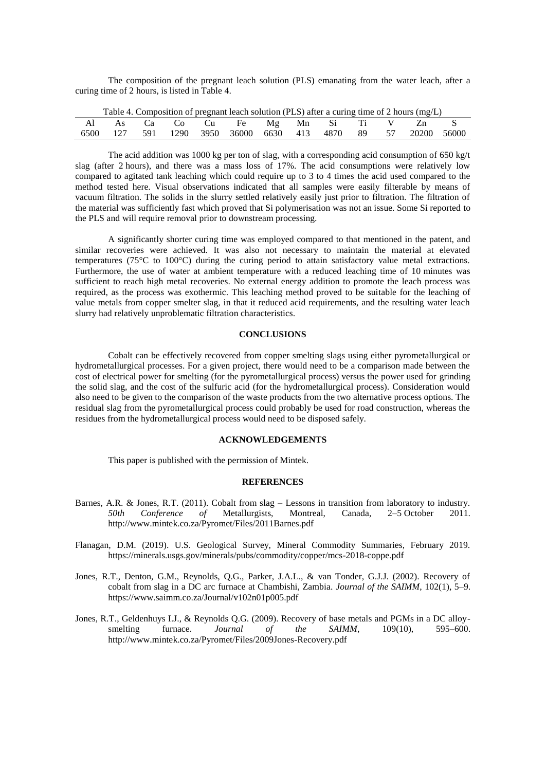The composition of the pregnant leach solution (PLS) emanating from the water leach, after a curing time of 2 hours, is listed in Table 4.

Table 4. Composition of pregnant leach solution (PLS) after a curing time of 2 hours (mg/L)

| Al | As | Ca | Co | Cu | Fe | Mg | Mn | Si | Ti | V | Zn | S |
|---|---|---|---|---|---|---|---|---|---|---|---|---|
| 6500 | 127 | 591 | 1290 | 3950 | 36000 | 6630 | 413 | 4870 | 89 | 57 | 20200 | 56000 |

The acid addition was 1000 kg per ton of slag, with a corresponding acid consumption of 650 kg/t slag (after 2 hours), and there was a mass loss of 17%. The acid consumptions were relatively low compared to agitated tank leaching which could require up to 3 to 4 times the acid used compared to the method tested here. Visual observations indicated that all samples were easily filterable by means of vacuum filtration. The solids in the slurry settled relatively easily just prior to filtration. The filtration of the material was sufficiently fast which proved that Si polymerisation was not an issue. Some Si reported to the PLS and will require removal prior to downstream processing.

A significantly shorter curing time was employed compared to that mentioned in the patent, and similar recoveries were achieved. It was also not necessary to maintain the material at elevated temperatures (75°C to 100°C) during the curing period to attain satisfactory value metal extractions. Furthermore, the use of water at ambient temperature with a reduced leaching time of 10 minutes was sufficient to reach high metal recoveries. No external energy addition to promote the leach process was required, as the process was exothermic. This leaching method proved to be suitable for the leaching of value metals from copper smelter slag, in that it reduced acid requirements, and the resulting water leach slurry had relatively unproblematic filtration characteristics.

## CONCLUSIONS

Cobalt can be effectively recovered from copper smelting slags using either pyrometallurgical or hydrometallurgical processes. For a given project, there would need to be a comparison made between the cost of electrical power for smelting (for the pyrometallurgical process) versus the power used for grinding the solid slag, and the cost of the sulfuric acid (for the hydrometallurgical process). Consideration would also need to be given to the comparison of the waste products from the two alternative process options. The residual slag from the pyrometallurgical process could probably be used for road construction, whereas the residues from the hydrometallurgical process would need to be disposed safely.

## ACKNOWLEDGEMENTS

This paper is published with the permission of Mintek.

## REFERENCES

Barnes, A.R. & Jones, R.T. (2011). Cobalt from slag – Lessons in transition from laboratory to industry. *50th Conference of* Metallurgists, Montreal, Canada, 2–5 October 2011. http://www.mintek.co.za/Pyromet/Files/2011Barnes.pdf

Flanagan, D.M. (2019). U.S. Geological Survey, Mineral Commodity Summaries, February 2019. https://minerals.usgs.gov/minerals/pubs/commodity/copper/mcs-2018-coppe.pdf

Jones, R.T., Denton, G.M., Reynolds, Q.G., Parker, J.A.L., & van Tonder, G.J.J. (2002). Recovery of cobalt from slag in a DC arc furnace at Chambishi, Zambia. *Journal of the SAIMM*, 102(1), 5–9. https://www.saimm.co.za/Journal/v102n01p005.pdf

Jones, R.T., Geldenhuys I.J., & Reynolds Q.G. (2009). Recovery of base metals and PGMs in a DC alloy-smelting furnace. *Journal of the SAIMM*, 109(10), 595–600. http://www.mintek.co.za/Pyromet/Files/2009Jones-Recovery.pdf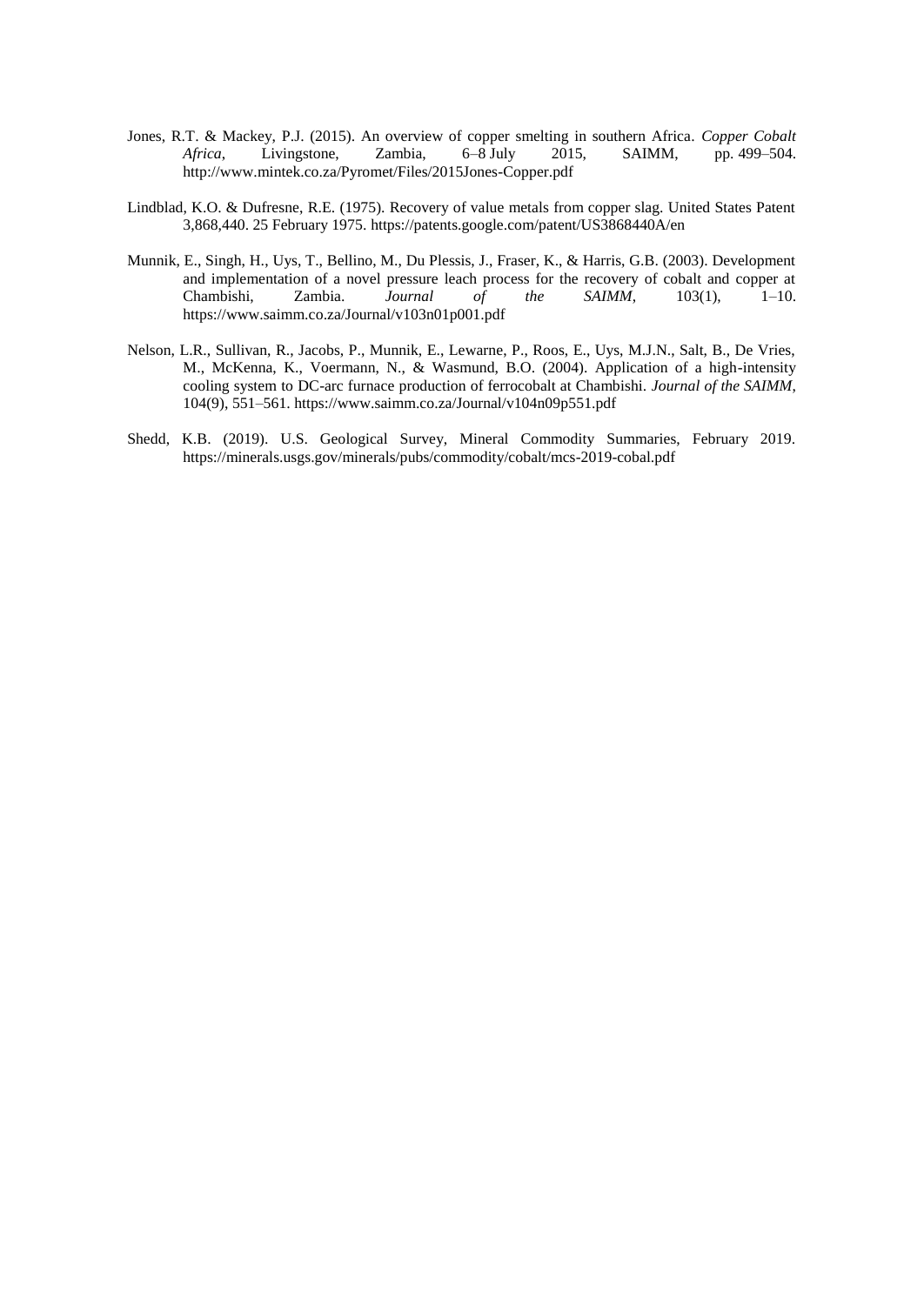Jones, R.T. & Mackey, P.J. (2015). An overview of copper smelting in southern Africa. *Copper Cobalt Africa*, Livingstone, Zambia, 6–8 July 2015, SAIMM, pp. 499–504. http://www.mintek.co.za/Pyromet/Files/2015Jones-Copper.pdf

Lindblad, K.O. & Dufresne, R.E. (1975). Recovery of value metals from copper slag. United States Patent 3,868,440. 25 February 1975. https://patents.google.com/patent/US3868440A/en

Munnik, E., Singh, H., Uys, T., Bellino, M., Du Plessis, J., Fraser, K., & Harris, G.B. (2003). Development and implementation of a novel pressure leach process for the recovery of cobalt and copper at Chambishi, Zambia. *Journal of the SAIMM*, 103(1), 1–10. https://www.saimm.co.za/Journal/v103n01p001.pdf

Nelson, L.R., Sullivan, R., Jacobs, P., Munnik, E., Lewarne, P., Roos, E., Uys, M.J.N., Salt, B., De Vries, M., McKenna, K., Voermann, N., & Wasmund, B.O. (2004). Application of a high-intensity cooling system to DC-arc furnace production of ferrocobalt at Chambishi. *Journal of the SAIMM*, 104(9), 551–561. https://www.saimm.co.za/Journal/v104n09p551.pdf

Shedd, K.B. (2019). U.S. Geological Survey, Mineral Commodity Summaries, February 2019. https://minerals.usgs.gov/minerals/pubs/commodity/cobalt/mcs-2019-cobal.pdf